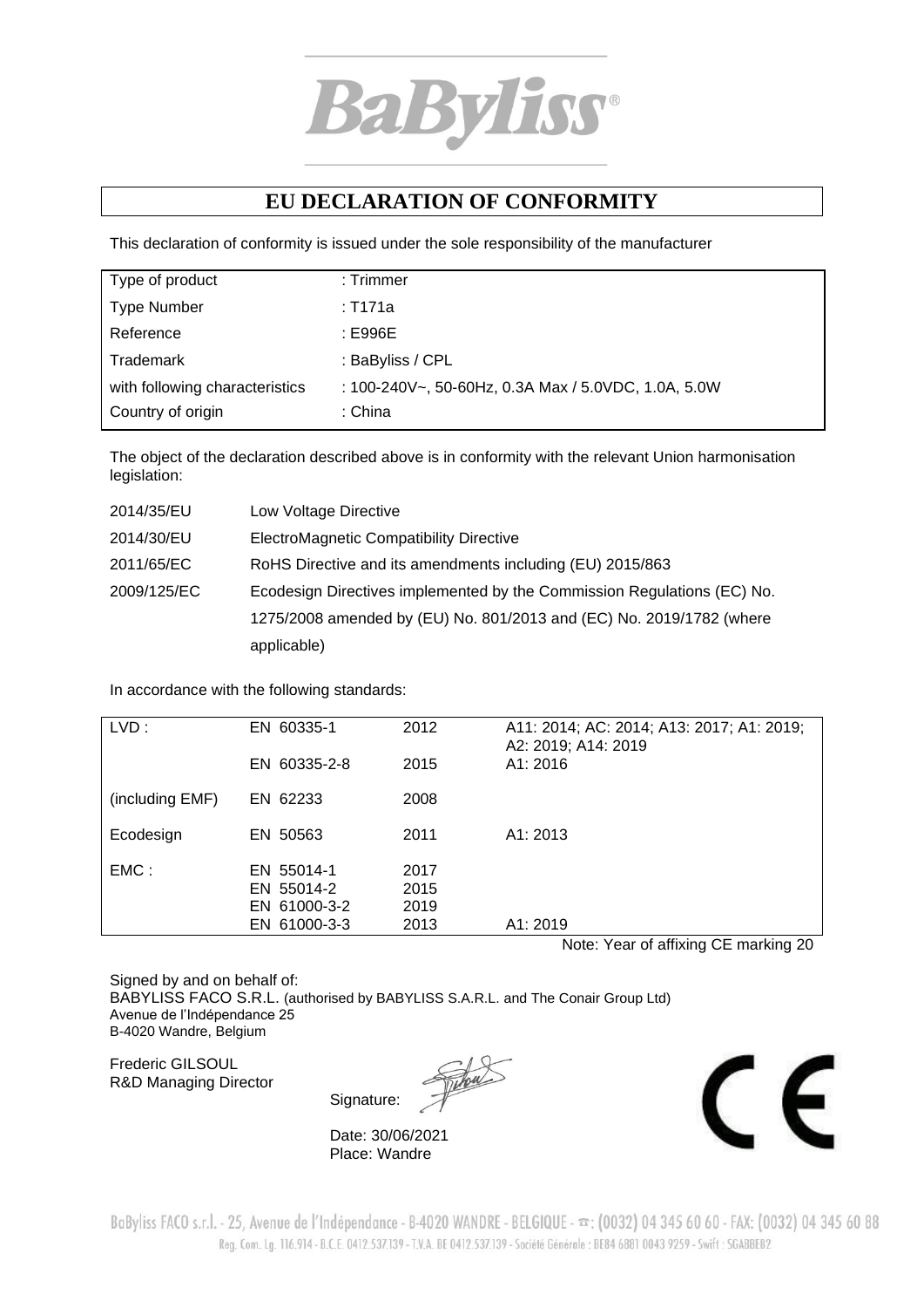BaByliss®

# EU DECLARATION OF CONFORMITY

This declaration of conformity is issued under the sole responsibility of the manufacturer

| | |
|---|---|
| Type of product | : Trimmer |
| Type Number | : T171a |
| Reference | : E996E |
| Trademark | : BaByliss / CPL |
| with following characteristics | : 100-240V~, 50-60Hz, 0.3A Max / 5.0VDC, 1.0A, 5.0W |
| Country of origin | : China |

The object of the declaration described above is in conformity with the relevant Union harmonisation legislation:

| | |
|---|---|
| 2014/35/EU | Low Voltage Directive |
| 2014/30/EU | ElectroMagnetic Compatibility Directive |
| 2011/65/EC | RoHS Directive and its amendments including (EU) 2015/863 |
| 2009/125/EC | Ecodesign Directives implemented by the Commission Regulations (EC) No. 1275/2008 amended by (EU) No. 801/2013 and (EC) No. 2019/1782 (where applicable) |

In accordance with the following standards:

| | | | |
|---|---|---|---|
| LVD : | EN 60335-1 | 2012 | A11: 2014; AC: 2014; A13: 2017; A1: 2019; A2: 2019; A14: 2019 |
| | EN 60335-2-8 | 2015 | A1: 2016 |
| (including EMF) | EN 62233 | 2008 | |
| Ecodesign | EN 50563 | 2011 | A1: 2013 |
| EMC : | EN 55014-1 | 2017 | |
| | EN 55014-2 | 2015 | |
| | EN 61000-3-2 | 2019 | |
| | EN 61000-3-3 | 2013 | A1: 2019 |

Note: Year of affixing CE marking 20

Signed by and on behalf of:
BABYLISS FACO S.R.L. (authorised by BABYLISS S.A.R.L. and The Conair Group Ltd)
Avenue de l'Indépendance 25
B-4020 Wandre, Belgium

Frederic GILSOUL
R&D Managing Director

Signature:

Date: 30/06/2021
Place: Wandre

CE

BaByliss FACO s.r.l. - 25, Avenue de l'Indépendance - B-4020 WANDRE - BELGIQUE - ☎: (0032) 04 345 60 60 - FAX: (0032) 04 345 60 88
Reg. Com. Lg. 116.914 - B.C.E. 0412.537.139 - T.V.A. BE 0412.537.139 - Société Générale : BE84 6881 0043 9259 - Swift : SGABBEB2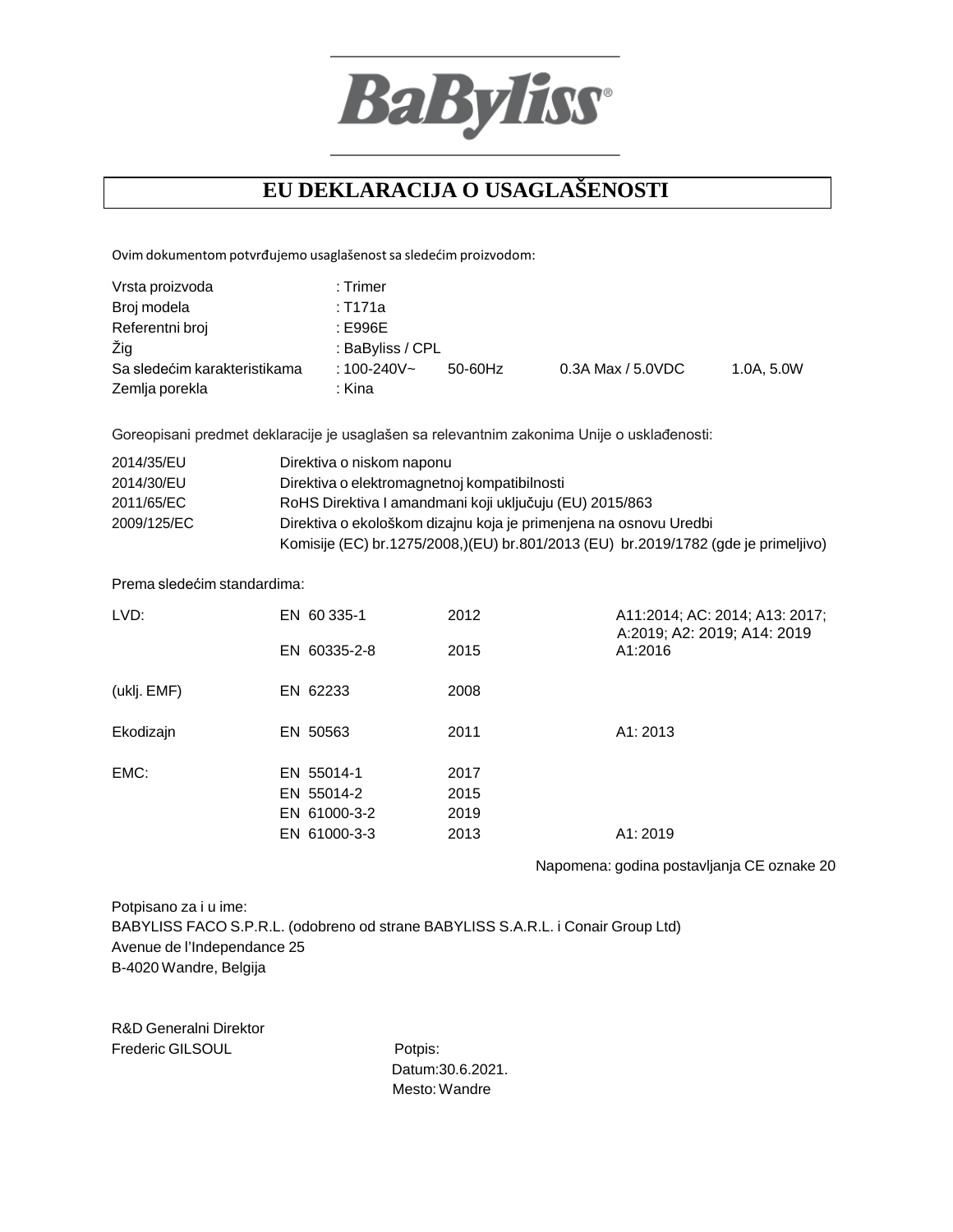BaBylissⓇ

# EU DEKLARACIJA O USAGLAŠENOSTI

Ovim dokumentom potvrđujemo usaglašenost sa sledećim proizvodom:

| | | | | |
|---|---|---|---|---|
| Vrsta proizvoda | : Trimer | | | |
| Broj modela | : T171a | | | |
| Referentni broj | : E996E | | | |
| Žig | : BaByliss / CPL | | | |
| Sa sledećim karakteristikama | : 100-240V~ | 50-60Hz | 0.3A Max / 5.0VDC | 1.0A, 5.0W |
| Zemlja porekla | : Kina | | | |

Goreopisani predmet deklaracije je usaglašen sa relevantnim zakonima Unije o usklađenosti:

| | |
|---|---|
| 2014/35/EU | Direktiva o niskom naponu |
| 2014/30/EU | Direktiva o elektromagnetnoj kompatibilnosti |
| 2011/65/EC | RoHS Direktiva I amandmani koji uključuju (EU) 2015/863 |
| 2009/125/EC | Direktiva o ekološkom dizajnu koja je primenjena na osnovu Uredbi Komisije (EC) br.1275/2008,)(EU) br.801/2013 (EU) br.2019/1782 (gde je primeljivo) |

Prema sledećim standardima:

| | | | |
|---|---|---|---|
| LVD: | EN 60 335-1 | 2012 | A11:2014; AC: 2014; A13: 2017; A:2019; A2: 2019; A14: 2019 |
| | EN 60335-2-8 | 2015 | A1:2016 |
| (uklj. EMF) | EN 62233 | 2008 | |
| Ekodizajn | EN 50563 | 2011 | A1: 2013 |
| EMC: | EN 55014-1 | 2017 | |
| | EN 55014-2 | 2015 | |
| | EN 61000-3-2 | 2019 | |
| | EN 61000-3-3 | 2013 | A1: 2019 |

Napomena: godina postavljanja CE oznake 20

Potpisano za i u ime:
BABYLISS FACO S.P.R.L. (odobreno od strane BABYLISS S.A.R.L. i Conair Group Ltd)
Avenue de l'Independance 25
B-4020 Wandre, Belgija

R&D Generalni Direktor
Frederic GILSOUL

Potpis:
Datum:30.6.2021.
Mesto: Wandre